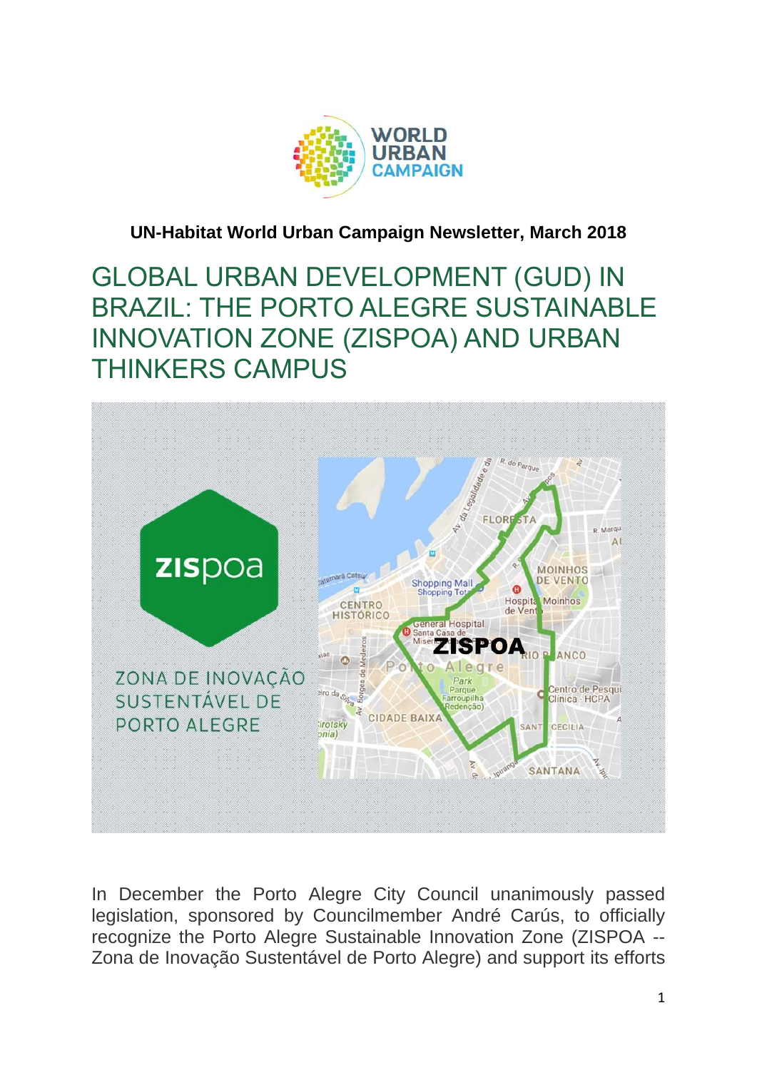**UN-Habitat World Urban Campaign Newsletter, March 2018**

# GLOBAL URBAN DEVELOPMENT (GUD) IN BRAZIL: THE PORTO ALEGRE SUSTAINABLE INNOVATION ZONE (ZISPOA) AND URBAN THINKERS CAMPUS

In December the Porto Alegre City Council unanimously passed legislation, sponsored by Councilmember André Carús, to officially recognize the Porto Alegre Sustainable Innovation Zone (ZISPOA -- Zona de Inovação Sustentável de Porto Alegre) and support its efforts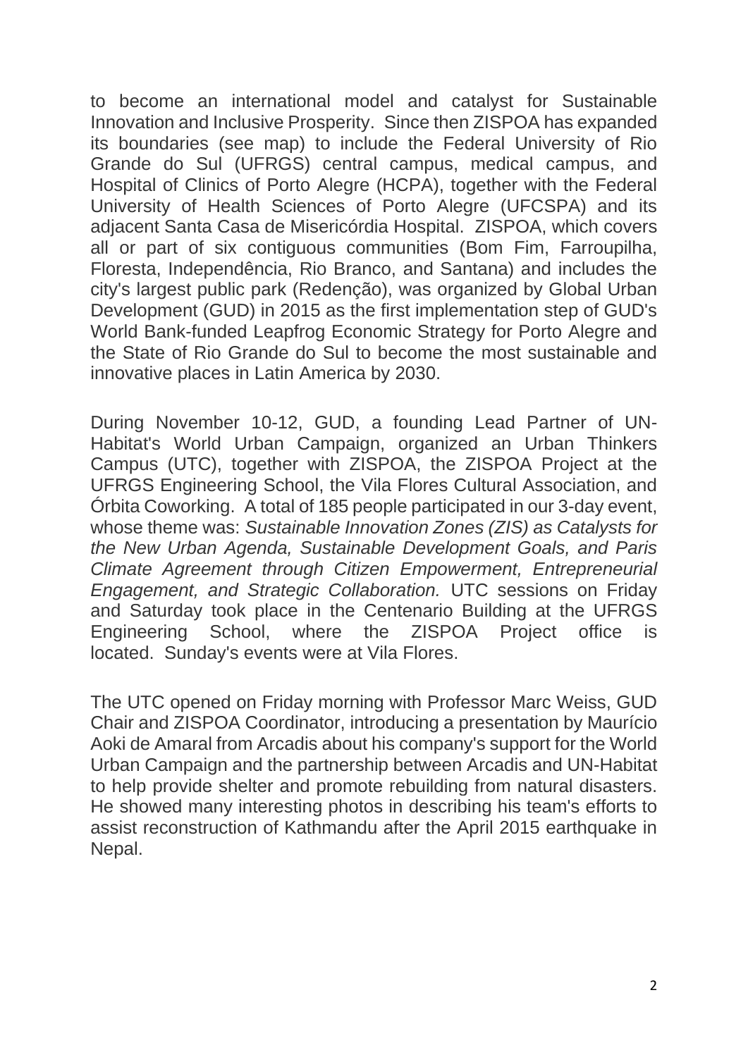to become an international model and catalyst for Sustainable Innovation and Inclusive Prosperity. Since then ZISPOA has expanded its boundaries (see map) to include the Federal University of Rio Grande do Sul (UFRGS) central campus, medical campus, and Hospital of Clinics of Porto Alegre (HCPA), together with the Federal University of Health Sciences of Porto Alegre (UFCSPA) and its adjacent Santa Casa de Misericórdia Hospital. ZISPOA, which covers all or part of six contiguous communities (Bom Fim, Farroupilha, Floresta, Independência, Rio Branco, and Santana) and includes the city's largest public park (Redenção), was organized by Global Urban Development (GUD) in 2015 as the first implementation step of GUD's World Bank-funded Leapfrog Economic Strategy for Porto Alegre and the State of Rio Grande do Sul to become the most sustainable and innovative places in Latin America by 2030.

During November 10-12, GUD, a founding Lead Partner of UN-Habitat's World Urban Campaign, organized an Urban Thinkers Campus (UTC), together with ZISPOA, the ZISPOA Project at the UFRGS Engineering School, the Vila Flores Cultural Association, and Órbita Coworking. A total of 185 people participated in our 3-day event, whose theme was: *Sustainable Innovation Zones (ZIS) as Catalysts for the New Urban Agenda, Sustainable Development Goals, and Paris Climate Agreement through Citizen Empowerment, Entrepreneurial Engagement, and Strategic Collaboration.* UTC sessions on Friday and Saturday took place in the Centenario Building at the UFRGS Engineering School, where the ZISPOA Project office is located. Sunday's events were at Vila Flores.

The UTC opened on Friday morning with Professor Marc Weiss, GUD Chair and ZISPOA Coordinator, introducing a presentation by Maurício Aoki de Amaral from Arcadis about his company's support for the World Urban Campaign and the partnership between Arcadis and UN-Habitat to help provide shelter and promote rebuilding from natural disasters. He showed many interesting photos in describing his team's efforts to assist reconstruction of Kathmandu after the April 2015 earthquake in Nepal.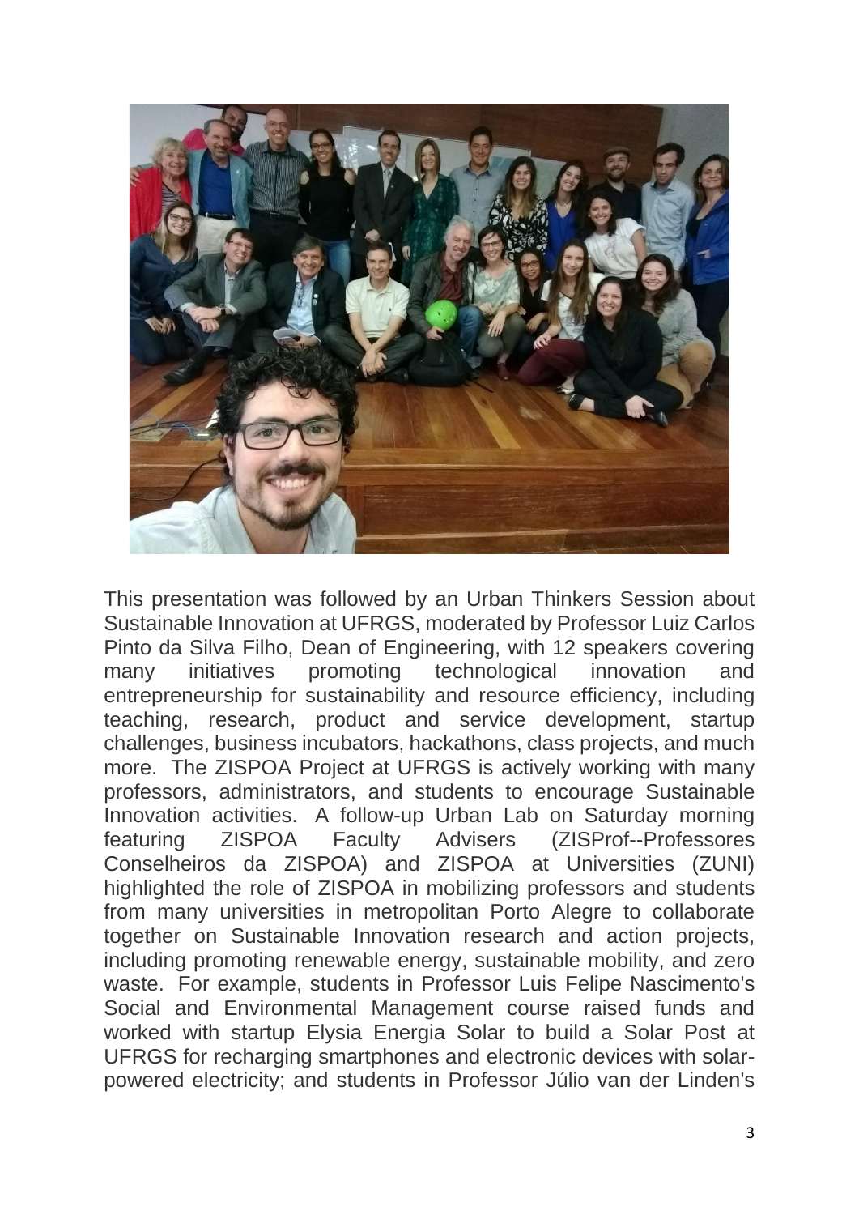This presentation was followed by an Urban Thinkers Session about Sustainable Innovation at UFRGS, moderated by Professor Luiz Carlos Pinto da Silva Filho, Dean of Engineering, with 12 speakers covering many initiatives promoting technological innovation and entrepreneurship for sustainability and resource efficiency, including teaching, research, product and service development, startup challenges, business incubators, hackathons, class projects, and much more. The ZISPOA Project at UFRGS is actively working with many professors, administrators, and students to encourage Sustainable Innovation activities. A follow-up Urban Lab on Saturday morning featuring ZISPOA Faculty Advisers (ZISProf--Professores Conselheiros da ZISPOA) and ZISPOA at Universities (ZUNI) highlighted the role of ZISPOA in mobilizing professors and students from many universities in metropolitan Porto Alegre to collaborate together on Sustainable Innovation research and action projects, including promoting renewable energy, sustainable mobility, and zero waste. For example, students in Professor Luis Felipe Nascimento's Social and Environmental Management course raised funds and worked with startup Elysia Energia Solar to build a Solar Post at UFRGS for recharging smartphones and electronic devices with solar-powered electricity; and students in Professor Júlio van der Linden's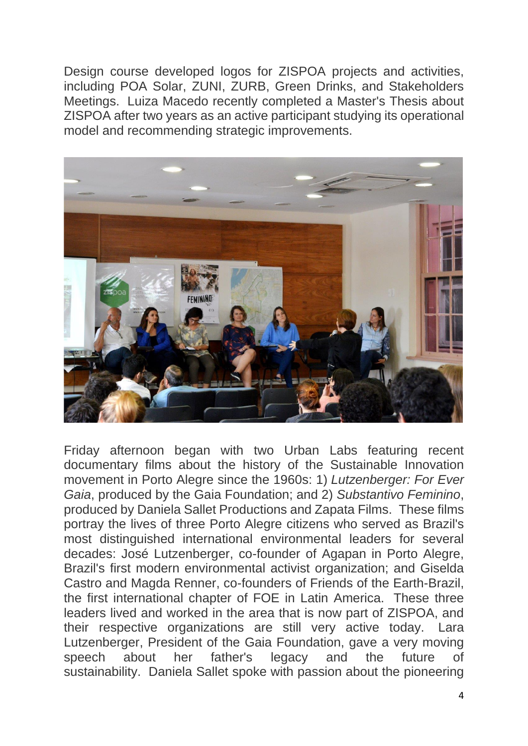Design course developed logos for ZISPOA projects and activities, including POA Solar, ZUNI, ZURB, Green Drinks, and Stakeholders Meetings. Luiza Macedo recently completed a Master's Thesis about ZISPOA after two years as an active participant studying its operational model and recommending strategic improvements.

Friday afternoon began with two Urban Labs featuring recent documentary films about the history of the Sustainable Innovation movement in Porto Alegre since the 1960s: 1) *Lutzenberger: For Ever Gaia*, produced by the Gaia Foundation; and 2) *Substantivo Feminino*, produced by Daniela Sallet Productions and Zapata Films. These films portray the lives of three Porto Alegre citizens who served as Brazil's most distinguished international environmental leaders for several decades: José Lutzenberger, co-founder of Agapan in Porto Alegre, Brazil's first modern environmental activist organization; and Giselda Castro and Magda Renner, co-founders of Friends of the Earth-Brazil, the first international chapter of FOE in Latin America. These three leaders lived and worked in the area that is now part of ZISPOA, and their respective organizations are still very active today. Lara Lutzenberger, President of the Gaia Foundation, gave a very moving speech about her father's legacy and the future of sustainability. Daniela Sallet spoke with passion about the pioneering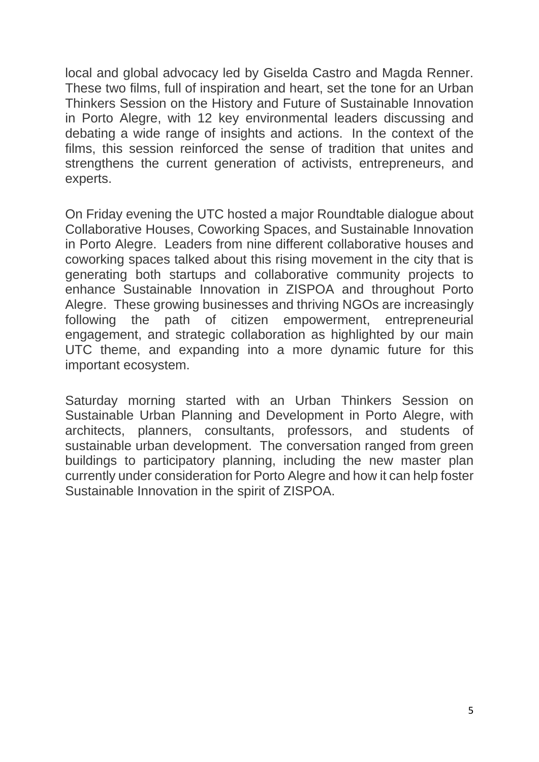local and global advocacy led by Giselda Castro and Magda Renner. These two films, full of inspiration and heart, set the tone for an Urban Thinkers Session on the History and Future of Sustainable Innovation in Porto Alegre, with 12 key environmental leaders discussing and debating a wide range of insights and actions. In the context of the films, this session reinforced the sense of tradition that unites and strengthens the current generation of activists, entrepreneurs, and experts.

On Friday evening the UTC hosted a major Roundtable dialogue about Collaborative Houses, Coworking Spaces, and Sustainable Innovation in Porto Alegre. Leaders from nine different collaborative houses and coworking spaces talked about this rising movement in the city that is generating both startups and collaborative community projects to enhance Sustainable Innovation in ZISPOA and throughout Porto Alegre. These growing businesses and thriving NGOs are increasingly following the path of citizen empowerment, entrepreneurial engagement, and strategic collaboration as highlighted by our main UTC theme, and expanding into a more dynamic future for this important ecosystem.

Saturday morning started with an Urban Thinkers Session on Sustainable Urban Planning and Development in Porto Alegre, with architects, planners, consultants, professors, and students of sustainable urban development. The conversation ranged from green buildings to participatory planning, including the new master plan currently under consideration for Porto Alegre and how it can help foster Sustainable Innovation in the spirit of ZISPOA.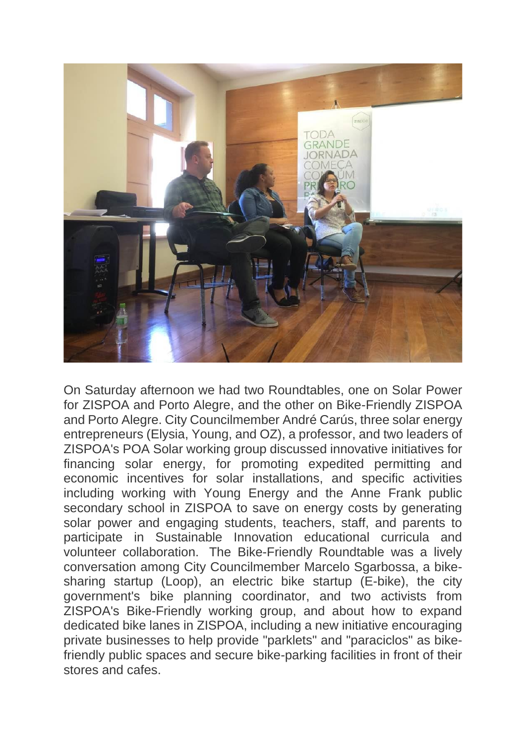On Saturday afternoon we had two Roundtables, one on Solar Power for ZISPOA and Porto Alegre, and the other on Bike-Friendly ZISPOA and Porto Alegre. City Councilmember André Carús, three solar energy entrepreneurs (Elysia, Young, and OZ), a professor, and two leaders of ZISPOA's POA Solar working group discussed innovative initiatives for financing solar energy, for promoting expedited permitting and economic incentives for solar installations, and specific activities including working with Young Energy and the Anne Frank public secondary school in ZISPOA to save on energy costs by generating solar power and engaging students, teachers, staff, and parents to participate in Sustainable Innovation educational curricula and volunteer collaboration. The Bike-Friendly Roundtable was a lively conversation among City Councilmember Marcelo Sgarbossa, a bike-sharing startup (Loop), an electric bike startup (E-bike), the city government's bike planning coordinator, and two activists from ZISPOA's Bike-Friendly working group, and about how to expand dedicated bike lanes in ZISPOA, including a new initiative encouraging private businesses to help provide "parklets" and "paraciclos" as bike-friendly public spaces and secure bike-parking facilities in front of their stores and cafes.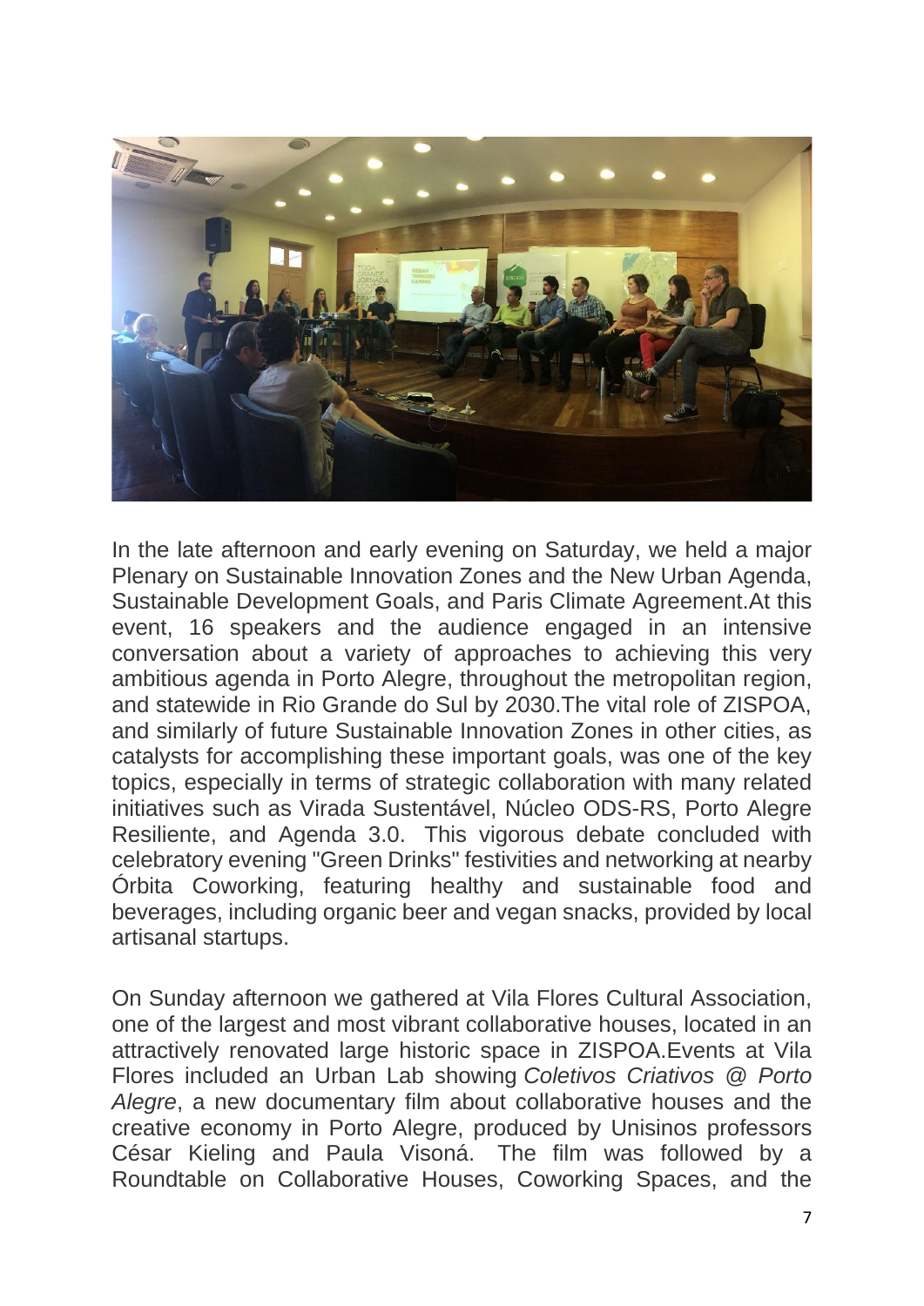In the late afternoon and early evening on Saturday, we held a major Plenary on Sustainable Innovation Zones and the New Urban Agenda, Sustainable Development Goals, and Paris Climate Agreement.At this event, 16 speakers and the audience engaged in an intensive conversation about a variety of approaches to achieving this very ambitious agenda in Porto Alegre, throughout the metropolitan region, and statewide in Rio Grande do Sul by 2030.The vital role of ZISPOA, and similarly of future Sustainable Innovation Zones in other cities, as catalysts for accomplishing these important goals, was one of the key topics, especially in terms of strategic collaboration with many related initiatives such as Virada Sustentável, Núcleo ODS-RS, Porto Alegre Resiliente, and Agenda 3.0. This vigorous debate concluded with celebratory evening "Green Drinks" festivities and networking at nearby Órbita Coworking, featuring healthy and sustainable food and beverages, including organic beer and vegan snacks, provided by local artisanal startups.

On Sunday afternoon we gathered at Vila Flores Cultural Association, one of the largest and most vibrant collaborative houses, located in an attractively renovated large historic space in ZISPOA.Events at Vila Flores included an Urban Lab showing *Coletivos Criativos @ Porto Alegre*, a new documentary film about collaborative houses and the creative economy in Porto Alegre, produced by Unisinos professors César Kieling and Paula Visoná. The film was followed by a Roundtable on Collaborative Houses, Coworking Spaces, and the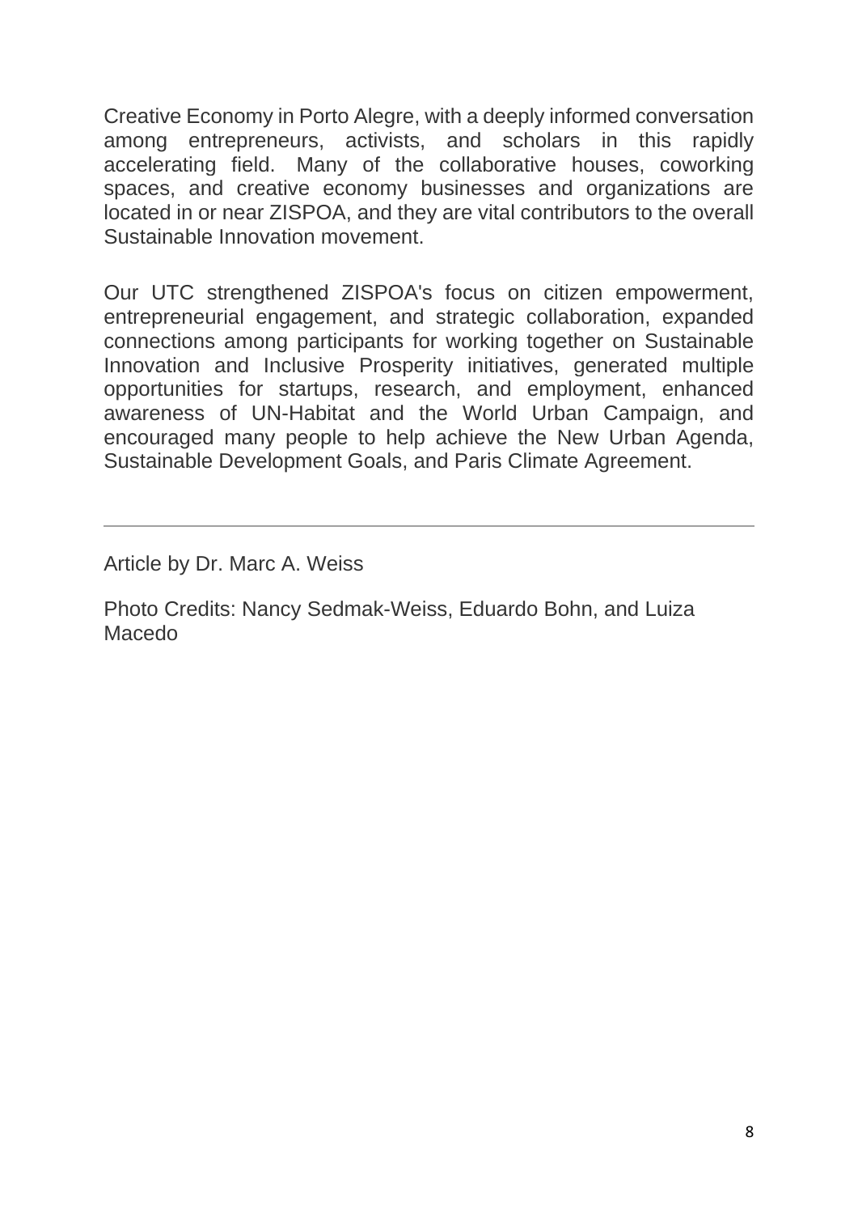Creative Economy in Porto Alegre, with a deeply informed conversation among entrepreneurs, activists, and scholars in this rapidly accelerating field. Many of the collaborative houses, coworking spaces, and creative economy businesses and organizations are located in or near ZISPOA, and they are vital contributors to the overall Sustainable Innovation movement.

Our UTC strengthened ZISPOA's focus on citizen empowerment, entrepreneurial engagement, and strategic collaboration, expanded connections among participants for working together on Sustainable Innovation and Inclusive Prosperity initiatives, generated multiple opportunities for startups, research, and employment, enhanced awareness of UN-Habitat and the World Urban Campaign, and encouraged many people to help achieve the New Urban Agenda, Sustainable Development Goals, and Paris Climate Agreement.

---

Article by Dr. Marc A. Weiss

Photo Credits: Nancy Sedmak-Weiss, Eduardo Bohn, and Luiza Macedo